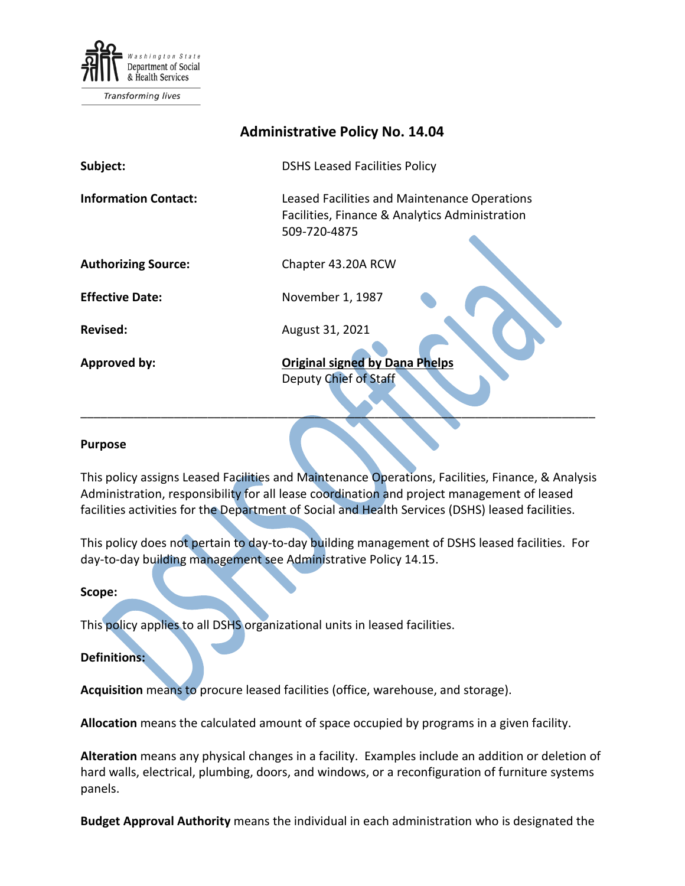Washington State Department of Social & Health Services

Transforming lives

# Administrative Policy No. 14.04

| | |
|---|---|
| **Subject:** | DSHS Leased Facilities Policy |
| **Information Contact:** | Leased Facilities and Maintenance Operations<br>Facilities, Finance & Analytics Administration<br>509-720-4875 |
| **Authorizing Source:** | Chapter 43.20A RCW |
| **Effective Date:** | November 1, 1987 |
| **Revised:** | August 31, 2021 |
| **Approved by:** | **Original signed by Dana Phelps**<br>Deputy Chief of Staff |

---

**Purpose**

This policy assigns Leased Facilities and Maintenance Operations, Facilities, Finance, & Analysis Administration, responsibility for all lease coordination and project management of leased facilities activities for the Department of Social and Health Services (DSHS) leased facilities.

This policy does not pertain to day-to-day building management of DSHS leased facilities. For day-to-day building management see Administrative Policy 14.15.

**Scope:**

This policy applies to all DSHS organizational units in leased facilities.

**Definitions:**

**Acquisition** means to procure leased facilities (office, warehouse, and storage).

**Allocation** means the calculated amount of space occupied by programs in a given facility.

**Alteration** means any physical changes in a facility. Examples include an addition or deletion of hard walls, electrical, plumbing, doors, and windows, or a reconfiguration of furniture systems panels.

**Budget Approval Authority** means the individual in each administration who is designated the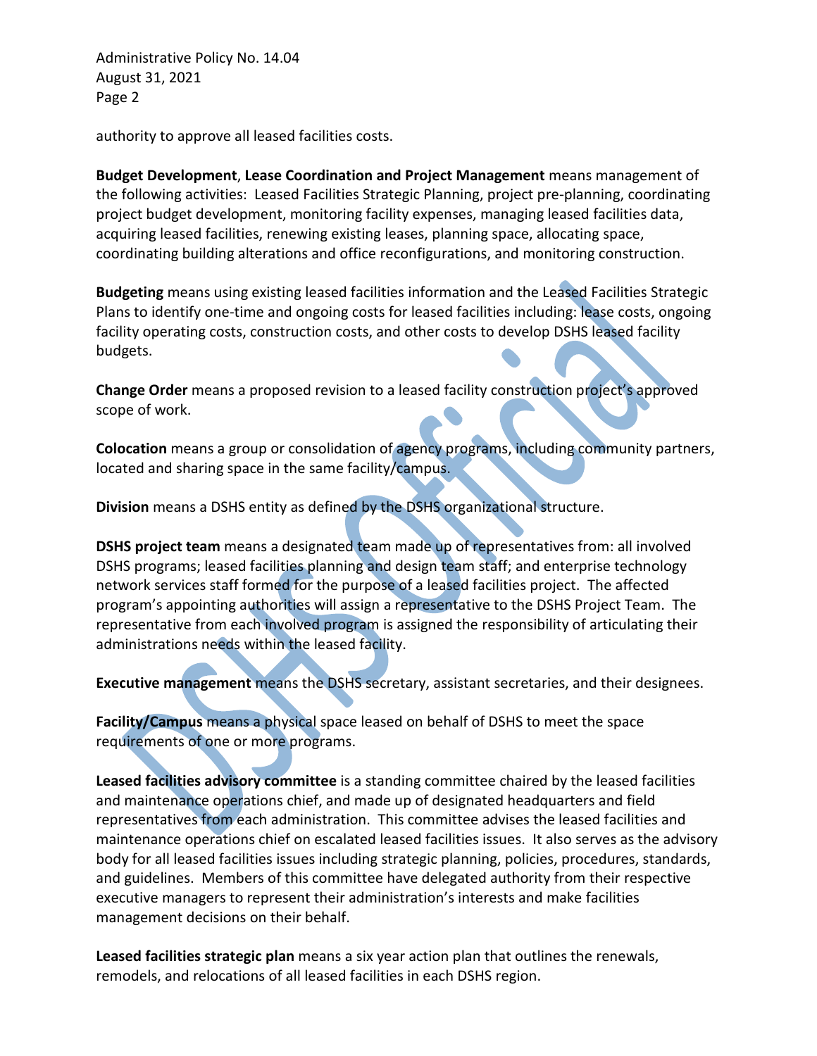authority to approve all leased facilities costs.

**Budget Development**, **Lease Coordination and Project Management** means management of the following activities: Leased Facilities Strategic Planning, project pre-planning, coordinating project budget development, monitoring facility expenses, managing leased facilities data, acquiring leased facilities, renewing existing leases, planning space, allocating space, coordinating building alterations and office reconfigurations, and monitoring construction.

**Budgeting** means using existing leased facilities information and the Leased Facilities Strategic Plans to identify one-time and ongoing costs for leased facilities including: lease costs, ongoing facility operating costs, construction costs, and other costs to develop DSHS leased facility budgets.

**Change Order** means a proposed revision to a leased facility construction project's approved scope of work.

**Colocation** means a group or consolidation of agency programs, including community partners, located and sharing space in the same facility/campus.

**Division** means a DSHS entity as defined by the DSHS organizational structure.

**DSHS project team** means a designated team made up of representatives from: all involved DSHS programs; leased facilities planning and design team staff; and enterprise technology network services staff formed for the purpose of a leased facilities project. The affected program's appointing authorities will assign a representative to the DSHS Project Team. The representative from each involved program is assigned the responsibility of articulating their administrations needs within the leased facility.

**Executive management** means the DSHS secretary, assistant secretaries, and their designees.

**Facility/Campus** means a physical space leased on behalf of DSHS to meet the space requirements of one or more programs.

**Leased facilities advisory committee** is a standing committee chaired by the leased facilities and maintenance operations chief, and made up of designated headquarters and field representatives from each administration. This committee advises the leased facilities and maintenance operations chief on escalated leased facilities issues. It also serves as the advisory body for all leased facilities issues including strategic planning, policies, procedures, standards, and guidelines. Members of this committee have delegated authority from their respective executive managers to represent their administration's interests and make facilities management decisions on their behalf.

**Leased facilities strategic plan** means a six year action plan that outlines the renewals, remodels, and relocations of all leased facilities in each DSHS region.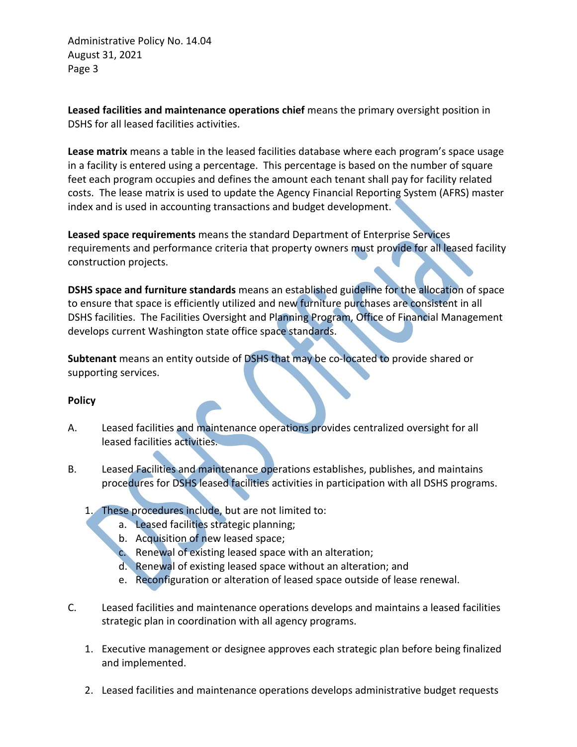**Leased facilities and maintenance operations chief** means the primary oversight position in DSHS for all leased facilities activities.

**Lease matrix** means a table in the leased facilities database where each program's space usage in a facility is entered using a percentage. This percentage is based on the number of square feet each program occupies and defines the amount each tenant shall pay for facility related costs. The lease matrix is used to update the Agency Financial Reporting System (AFRS) master index and is used in accounting transactions and budget development.

**Leased space requirements** means the standard Department of Enterprise Services requirements and performance criteria that property owners must provide for all leased facility construction projects.

**DSHS space and furniture standards** means an established guideline for the allocation of space to ensure that space is efficiently utilized and new furniture purchases are consistent in all DSHS facilities. The Facilities Oversight and Planning Program, Office of Financial Management develops current Washington state office space standards.

**Subtenant** means an entity outside of DSHS that may be co-located to provide shared or supporting services.

**Policy**

A. Leased facilities and maintenance operations provides centralized oversight for all leased facilities activities.

B. Leased Facilities and maintenance operations establishes, publishes, and maintains procedures for DSHS leased facilities activities in participation with all DSHS programs.

   1. These procedures include, but are not limited to:
      a. Leased facilities strategic planning;
      b. Acquisition of new leased space;
      c. Renewal of existing leased space with an alteration;
      d. Renewal of existing leased space without an alteration; and
      e. Reconfiguration or alteration of leased space outside of lease renewal.

C. Leased facilities and maintenance operations develops and maintains a leased facilities strategic plan in coordination with all agency programs.

   1. Executive management or designee approves each strategic plan before being finalized and implemented.

   2. Leased facilities and maintenance operations develops administrative budget requests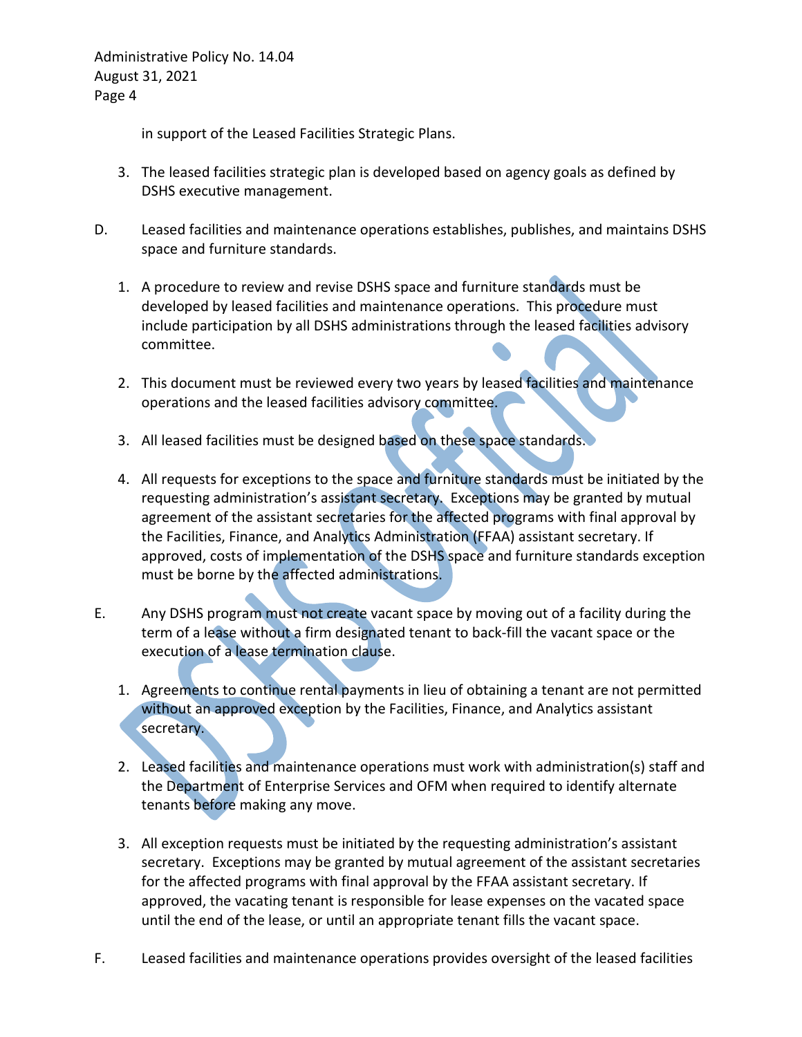in support of the Leased Facilities Strategic Plans.

3. The leased facilities strategic plan is developed based on agency goals as defined by DSHS executive management.

D. Leased facilities and maintenance operations establishes, publishes, and maintains DSHS space and furniture standards.

1. A procedure to review and revise DSHS space and furniture standards must be developed by leased facilities and maintenance operations. This procedure must include participation by all DSHS administrations through the leased facilities advisory committee.

2. This document must be reviewed every two years by leased facilities and maintenance operations and the leased facilities advisory committee.

3. All leased facilities must be designed based on these space standards.

4. All requests for exceptions to the space and furniture standards must be initiated by the requesting administration's assistant secretary. Exceptions may be granted by mutual agreement of the assistant secretaries for the affected programs with final approval by the Facilities, Finance, and Analytics Administration (FFAA) assistant secretary. If approved, costs of implementation of the DSHS space and furniture standards exception must be borne by the affected administrations.

E. Any DSHS program must not create vacant space by moving out of a facility during the term of a lease without a firm designated tenant to back-fill the vacant space or the execution of a lease termination clause.

1. Agreements to continue rental payments in lieu of obtaining a tenant are not permitted without an approved exception by the Facilities, Finance, and Analytics assistant secretary.

2. Leased facilities and maintenance operations must work with administration(s) staff and the Department of Enterprise Services and OFM when required to identify alternate tenants before making any move.

3. All exception requests must be initiated by the requesting administration's assistant secretary. Exceptions may be granted by mutual agreement of the assistant secretaries for the affected programs with final approval by the FFAA assistant secretary. If approved, the vacating tenant is responsible for lease expenses on the vacated space until the end of the lease, or until an appropriate tenant fills the vacant space.

F. Leased facilities and maintenance operations provides oversight of the leased facilities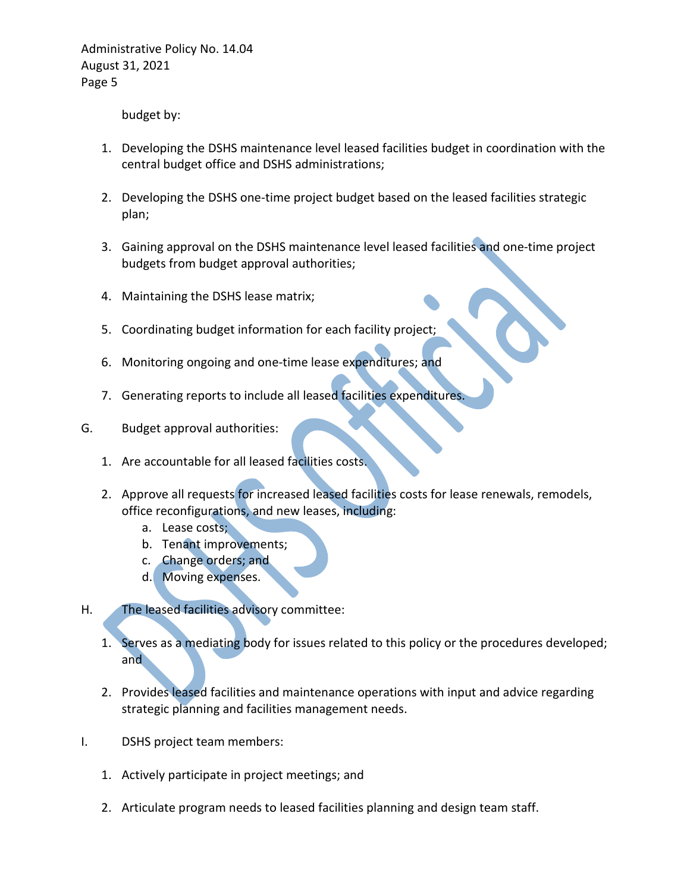budget by:

1. Developing the DSHS maintenance level leased facilities budget in coordination with the central budget office and DSHS administrations;

2. Developing the DSHS one-time project budget based on the leased facilities strategic plan;

3. Gaining approval on the DSHS maintenance level leased facilities and one-time project budgets from budget approval authorities;

4. Maintaining the DSHS lease matrix;

5. Coordinating budget information for each facility project;

6. Monitoring ongoing and one-time lease expenditures; and

7. Generating reports to include all leased facilities expenditures.

G. Budget approval authorities:

1. Are accountable for all leased facilities costs.

2. Approve all requests for increased leased facilities costs for lease renewals, remodels, office reconfigurations, and new leases, including:
   a. Lease costs;
   b. Tenant improvements;
   c. Change orders; and
   d. Moving expenses.

H. The leased facilities advisory committee:

1. Serves as a mediating body for issues related to this policy or the procedures developed; and

2. Provides leased facilities and maintenance operations with input and advice regarding strategic planning and facilities management needs.

I. DSHS project team members:

1. Actively participate in project meetings; and

2. Articulate program needs to leased facilities planning and design team staff.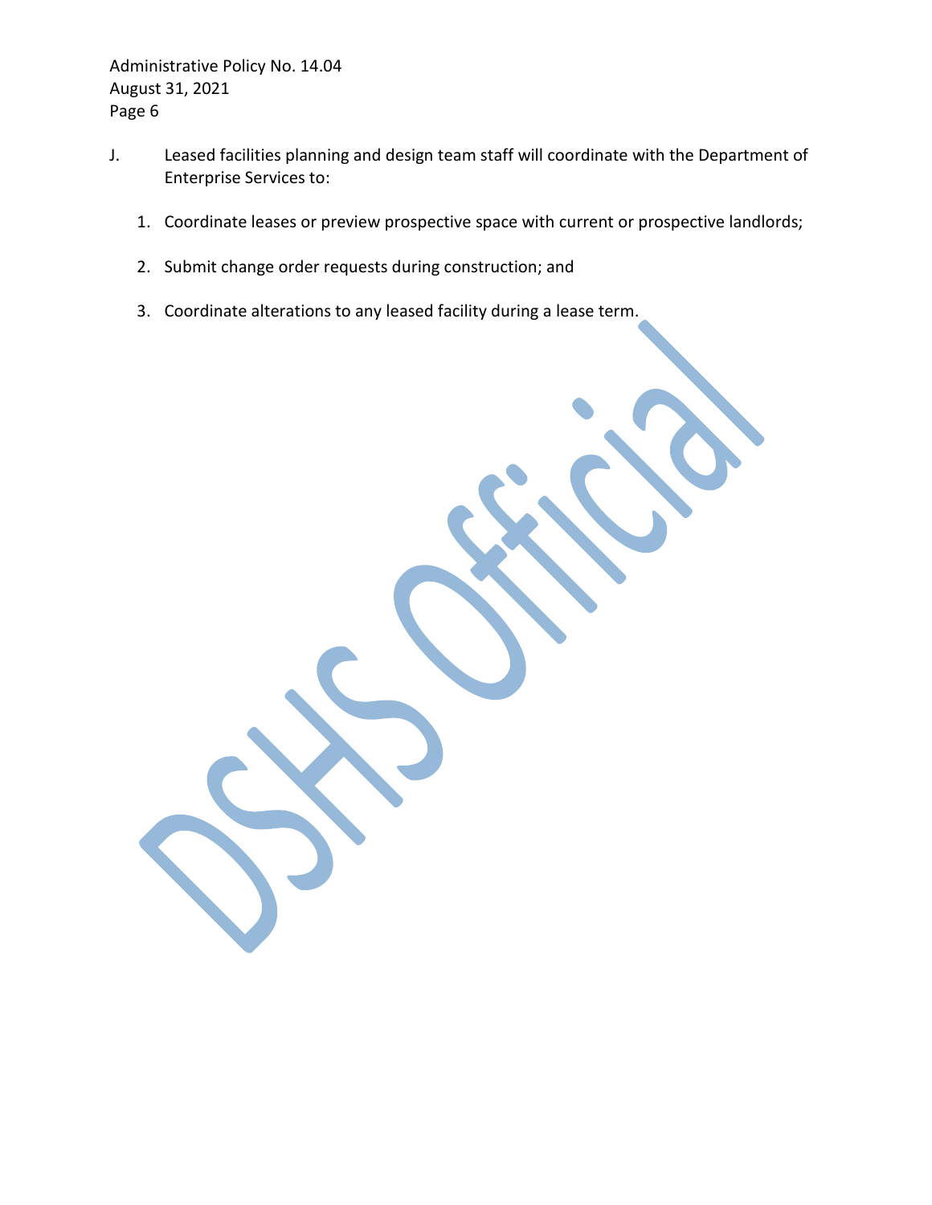J. Leased facilities planning and design team staff will coordinate with the Department of Enterprise Services to:

1. Coordinate leases or preview prospective space with current or prospective landlords;

2. Submit change order requests during construction; and

3. Coordinate alterations to any leased facility during a lease term.